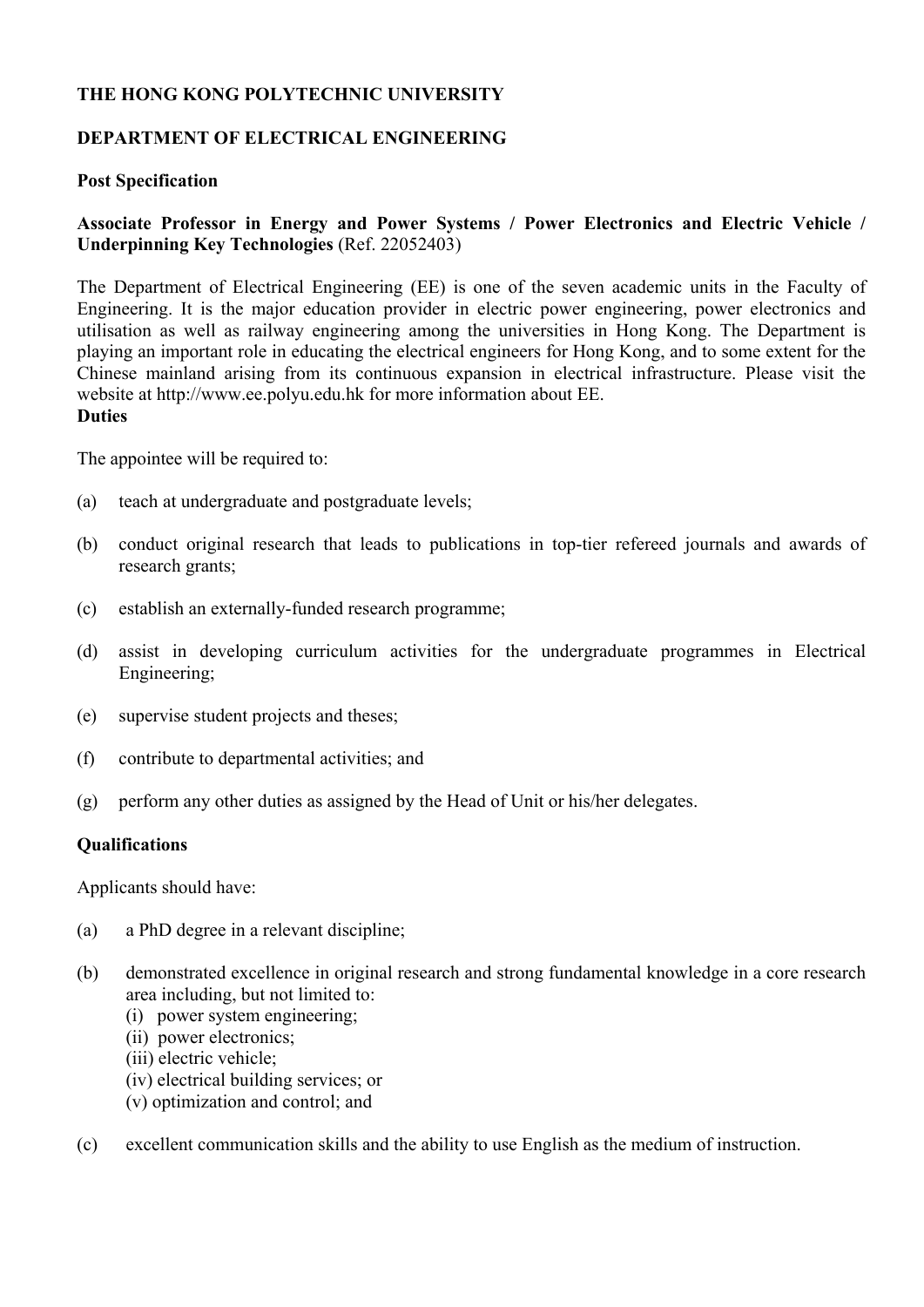**THE HONG KONG POLYTECHNIC UNIVERSITY**

**DEPARTMENT OF ELECTRICAL ENGINEERING**

**Post Specification**

**Associate Professor in Energy and Power Systems / Power Electronics and Electric Vehicle / Underpinning Key Technologies** (Ref. 22052403)

The Department of Electrical Engineering (EE) is one of the seven academic units in the Faculty of Engineering. It is the major education provider in electric power engineering, power electronics and utilisation as well as railway engineering among the universities in Hong Kong. The Department is playing an important role in educating the electrical engineers for Hong Kong, and to some extent for the Chinese mainland arising from its continuous expansion in electrical infrastructure. Please visit the website at http://www.ee.polyu.edu.hk for more information about EE.

**Duties**

The appointee will be required to:

(a) teach at undergraduate and postgraduate levels;

(b) conduct original research that leads to publications in top-tier refereed journals and awards of research grants;

(c) establish an externally-funded research programme;

(d) assist in developing curriculum activities for the undergraduate programmes in Electrical Engineering;

(e) supervise student projects and theses;

(f) contribute to departmental activities; and

(g) perform any other duties as assigned by the Head of Unit or his/her delegates.

**Qualifications**

Applicants should have:

(a) a PhD degree in a relevant discipline;

(b) demonstrated excellence in original research and strong fundamental knowledge in a core research area including, but not limited to:
   (i) power system engineering;
   (ii) power electronics;
   (iii) electric vehicle;
   (iv) electrical building services; or
   (v) optimization and control; and

(c) excellent communication skills and the ability to use English as the medium of instruction.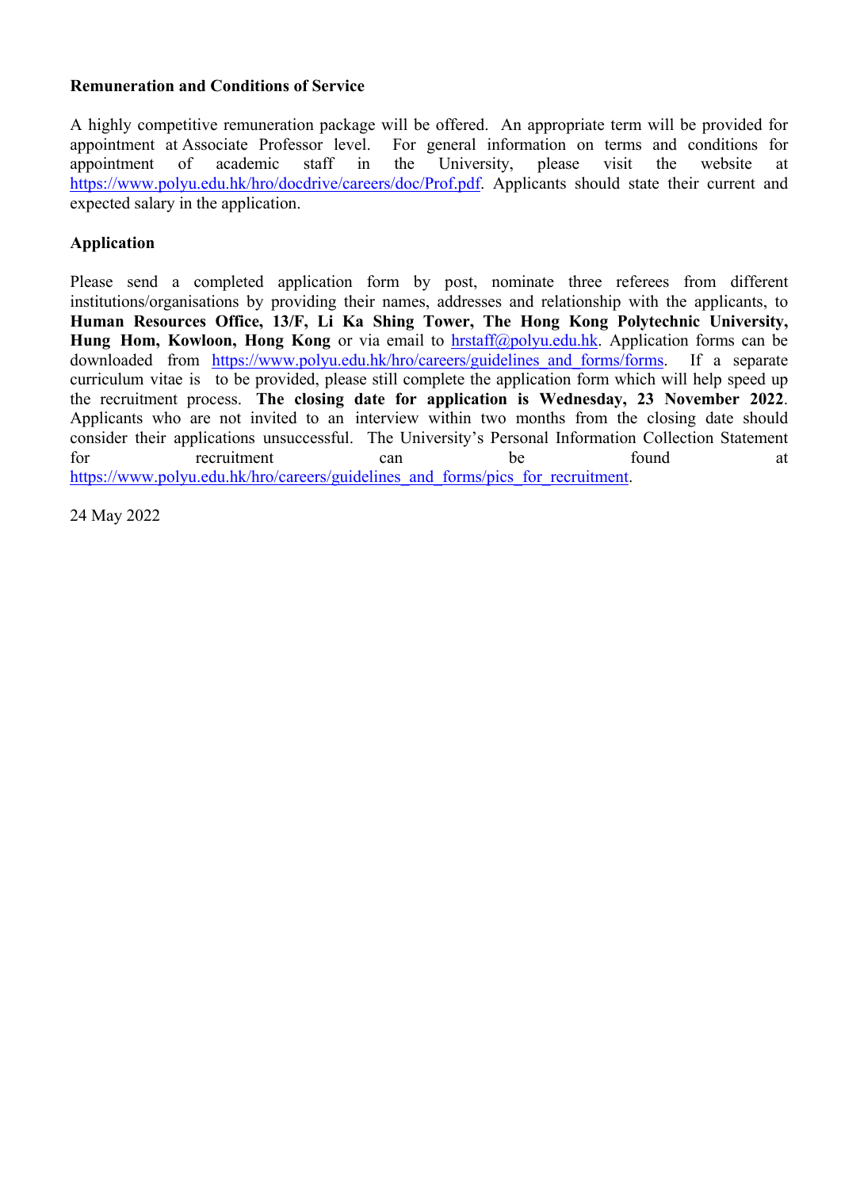**Remuneration and Conditions of Service**

A highly competitive remuneration package will be offered. An appropriate term will be provided for appointment at Associate Professor level. For general information on terms and conditions for appointment of academic staff in the University, please visit the website at https://www.polyu.edu.hk/hro/docdrive/careers/doc/Prof.pdf. Applicants should state their current and expected salary in the application.

**Application**

Please send a completed application form by post, nominate three referees from different institutions/organisations by providing their names, addresses and relationship with the applicants, to **Human Resources Office, 13/F, Li Ka Shing Tower, The Hong Kong Polytechnic University, Hung Hom, Kowloon, Hong Kong** or via email to hrstaff@polyu.edu.hk. Application forms can be downloaded from https://www.polyu.edu.hk/hro/careers/guidelines_and_forms/forms. If a separate curriculum vitae is to be provided, please still complete the application form which will help speed up the recruitment process. **The closing date for application is Wednesday, 23 November 2022**. Applicants who are not invited to an interview within two months from the closing date should consider their applications unsuccessful. The University's Personal Information Collection Statement for recruitment can be found at https://www.polyu.edu.hk/hro/careers/guidelines_and_forms/pics_for_recruitment.

24 May 2022